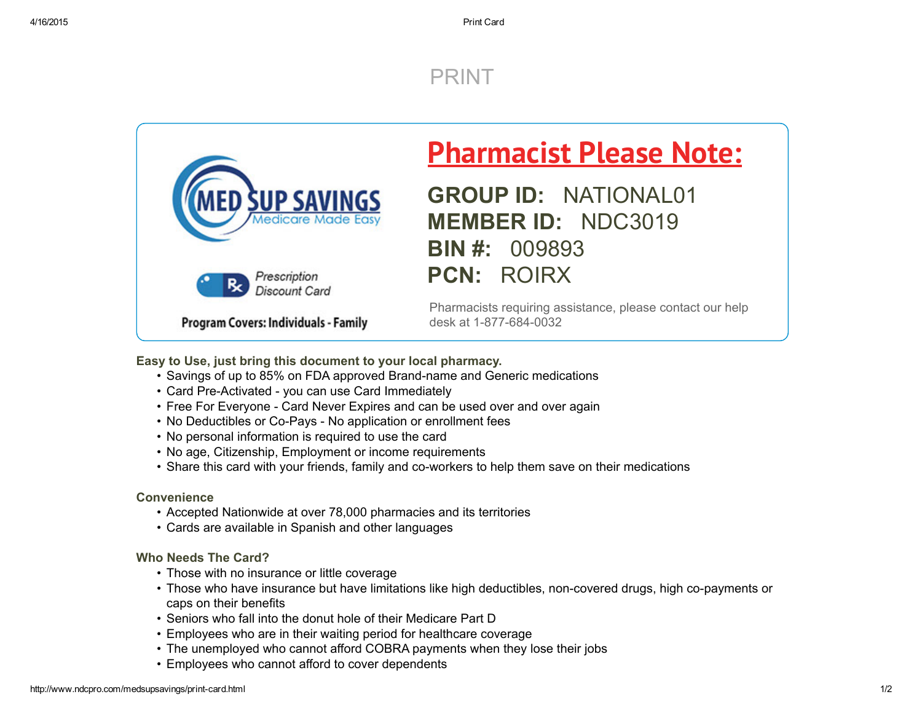# PRINT

MED SUP SAVINGS
Medicare Made Easy

Prescription Discount Card

**Program Covers: Individuals - Family**

## Pharmacist Please Note:

**GROUP ID:** NATIONAL01
**MEMBER ID:** NDC3019
**BIN #:** 009893
**PCN:** ROIRX

Pharmacists requiring assistance, please contact our help desk at 1-877-684-0032

**Easy to Use, just bring this document to your local pharmacy.**

- Savings of up to 85% on FDA approved Brand-name and Generic medications
- Card Pre-Activated - you can use Card Immediately
- Free For Everyone - Card Never Expires and can be used over and over again
- No Deductibles or Co-Pays - No application or enrollment fees
- No personal information is required to use the card
- No age, Citizenship, Employment or income requirements
- Share this card with your friends, family and co-workers to help them save on their medications

**Convenience**

- Accepted Nationwide at over 78,000 pharmacies and its territories
- Cards are available in Spanish and other languages

**Who Needs The Card?**

- Those with no insurance or little coverage
- Those who have insurance but have limitations like high deductibles, non-covered drugs, high co-payments or caps on their benefits
- Seniors who fall into the donut hole of their Medicare Part D
- Employees who are in their waiting period for healthcare coverage
- The unemployed who cannot afford COBRA payments when they lose their jobs
- Employees who cannot afford to cover dependents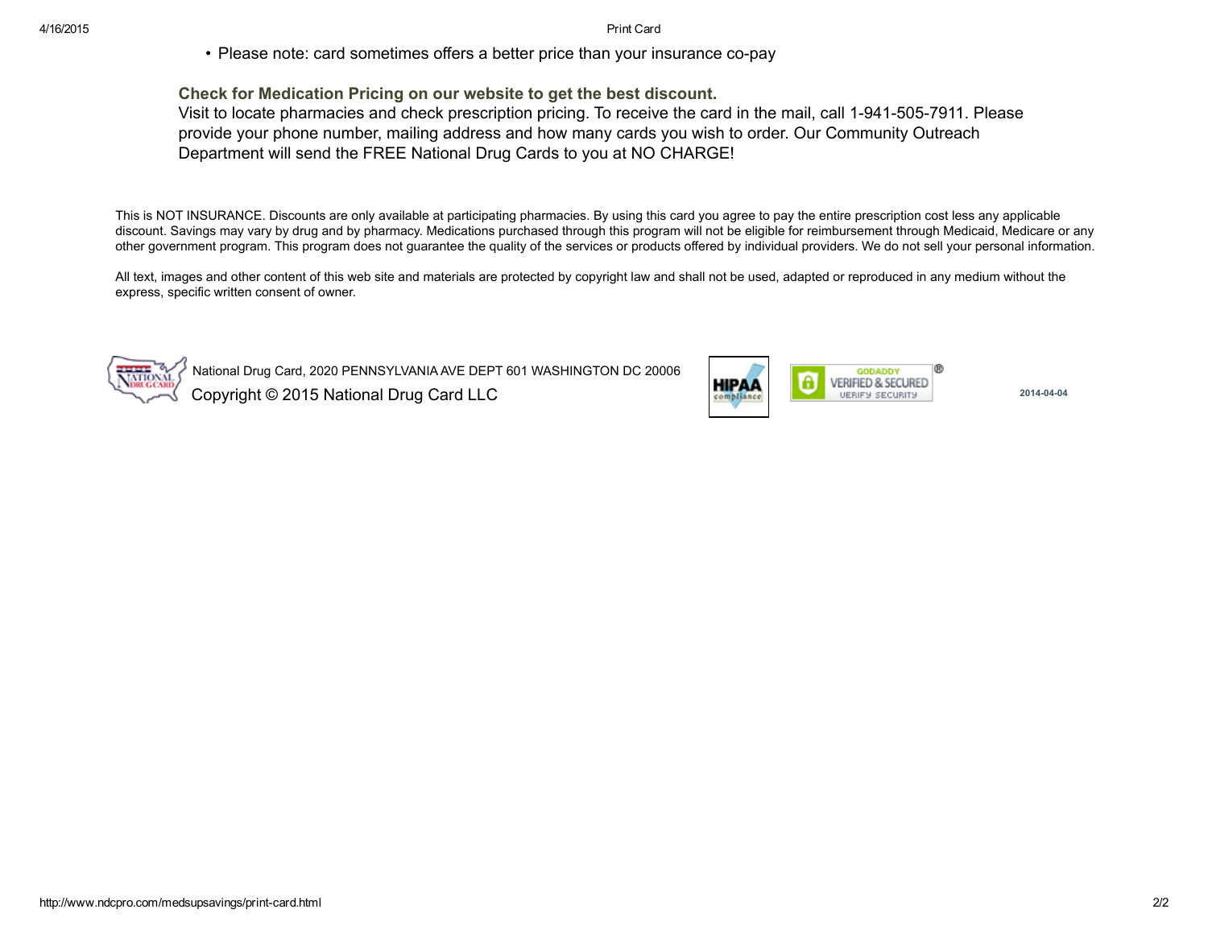- Please note: card sometimes offers a better price than your insurance co-pay

**Check for Medication Pricing on our website to get the best discount.**
Visit to locate pharmacies and check prescription pricing. To receive the card in the mail, call 1-941-505-7911. Please provide your phone number, mailing address and how many cards you wish to order. Our Community Outreach Department will send the FREE National Drug Cards to you at NO CHARGE!

This is NOT INSURANCE. Discounts are only available at participating pharmacies. By using this card you agree to pay the entire prescription cost less any applicable discount. Savings may vary by drug and by pharmacy. Medications purchased through this program will not be eligible for reimbursement through Medicaid, Medicare or any other government program. This program does not guarantee the quality of the services or products offered by individual providers. We do not sell your personal information.

All text, images and other content of this web site and materials are protected by copyright law and shall not be used, adapted or reproduced in any medium without the express, specific written consent of owner.

National Drug Card, 2020 PENNSYLVANIA AVE DEPT 601 WASHINGTON DC 20006
Copyright © 2015 National Drug Card LLC

2014-04-04